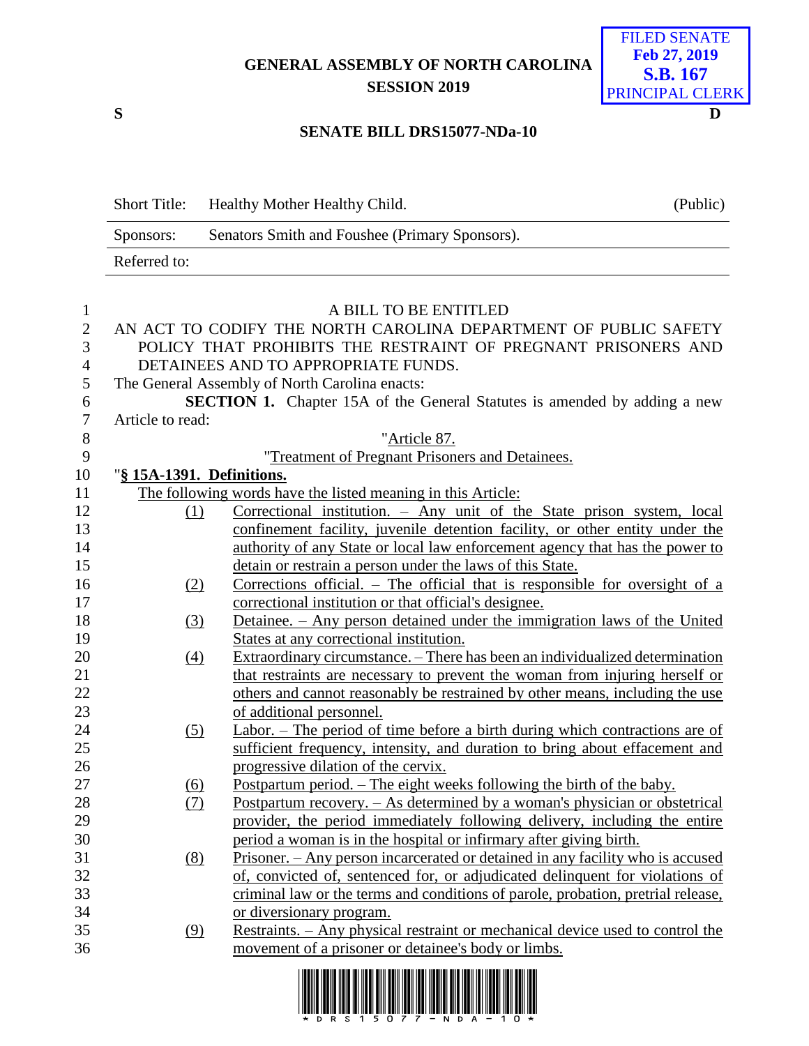**GENERAL ASSEMBLY OF NORTH CAROLINA**
**SESSION 2019**

FILED SENATE
**Feb 27, 2019**
**S.B. 167**
PRINCIPAL CLERK

**S** **D**

**SENATE BILL DRS15077-NDa-10**

| Short Title: | Healthy Mother Healthy Child. | (Public) |
|---|---|---|
| Sponsors: | Senators Smith and Foushee (Primary Sponsors). | |
| Referred to: | | |

A BILL TO BE ENTITLED

AN ACT TO CODIFY THE NORTH CAROLINA DEPARTMENT OF PUBLIC SAFETY POLICY THAT PROHIBITS THE RESTRAINT OF PREGNANT PRISONERS AND DETAINEES AND TO APPROPRIATE FUNDS.

The General Assembly of North Carolina enacts:

**SECTION 1.** Chapter 15A of the General Statutes is amended by adding a new Article to read:

"Article 87.

"Treatment of Pregnant Prisoners and Detainees.

"**§ 15A-1391. Definitions.**

The following words have the listed meaning in this Article:

(1) Correctional institution. – Any unit of the State prison system, local confinement facility, juvenile detention facility, or other entity under the authority of any State or local law enforcement agency that has the power to detain or restrain a person under the laws of this State.

(2) Corrections official. – The official that is responsible for oversight of a correctional institution or that official's designee.

(3) Detainee. – Any person detained under the immigration laws of the United States at any correctional institution.

(4) Extraordinary circumstance. – There has been an individualized determination that restraints are necessary to prevent the woman from injuring herself or others and cannot reasonably be restrained by other means, including the use of additional personnel.

(5) Labor. – The period of time before a birth during which contractions are of sufficient frequency, intensity, and duration to bring about effacement and progressive dilation of the cervix.

(6) Postpartum period. – The eight weeks following the birth of the baby.

(7) Postpartum recovery. – As determined by a woman's physician or obstetrical provider, the period immediately following delivery, including the entire period a woman is in the hospital or infirmary after giving birth.

(8) Prisoner. – Any person incarcerated or detained in any facility who is accused of, convicted of, sentenced for, or adjudicated delinquent for violations of criminal law or the terms and conditions of parole, probation, pretrial release, or diversionary program.

(9) Restraints. – Any physical restraint or mechanical device used to control the movement of a prisoner or detainee's body or limbs.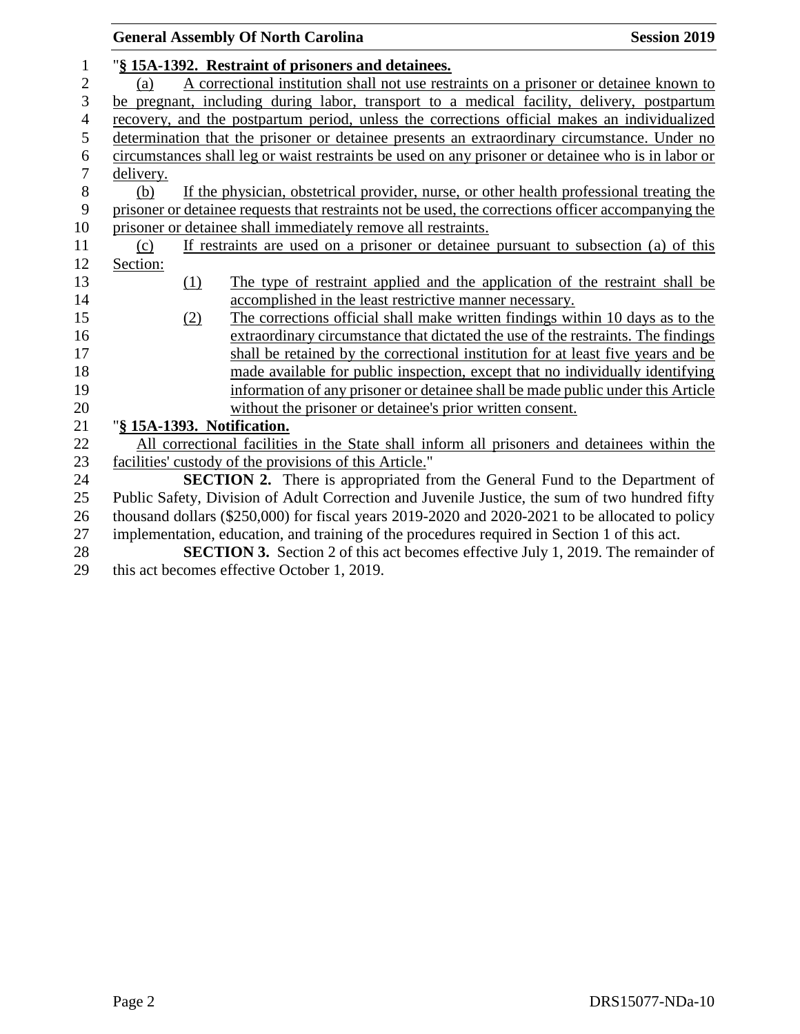"**§ 15A-1392. Restraint of prisoners and detainees.**

(a) A correctional institution shall not use restraints on a prisoner or detainee known to be pregnant, including during labor, transport to a medical facility, delivery, postpartum recovery, and the postpartum period, unless the corrections official makes an individualized determination that the prisoner or detainee presents an extraordinary circumstance. Under no circumstances shall leg or waist restraints be used on any prisoner or detainee who is in labor or delivery.

(b) If the physician, obstetrical provider, nurse, or other health professional treating the prisoner or detainee requests that restraints not be used, the corrections officer accompanying the prisoner or detainee shall immediately remove all restraints.

(c) If restraints are used on a prisoner or detainee pursuant to subsection (a) of this Section:

(1) The type of restraint applied and the application of the restraint shall be accomplished in the least restrictive manner necessary.

(2) The corrections official shall make written findings within 10 days as to the extraordinary circumstance that dictated the use of the restraints. The findings shall be retained by the correctional institution for at least five years and be made available for public inspection, except that no individually identifying information of any prisoner or detainee shall be made public under this Article without the prisoner or detainee's prior written consent.

"**§ 15A-1393. Notification.**

All correctional facilities in the State shall inform all prisoners and detainees within the facilities' custody of the provisions of this Article."

**SECTION 2.** There is appropriated from the General Fund to the Department of Public Safety, Division of Adult Correction and Juvenile Justice, the sum of two hundred fifty thousand dollars ($250,000) for fiscal years 2019-2020 and 2020-2021 to be allocated to policy implementation, education, and training of the procedures required in Section 1 of this act.

**SECTION 3.** Section 2 of this act becomes effective July 1, 2019. The remainder of this act becomes effective October 1, 2019.